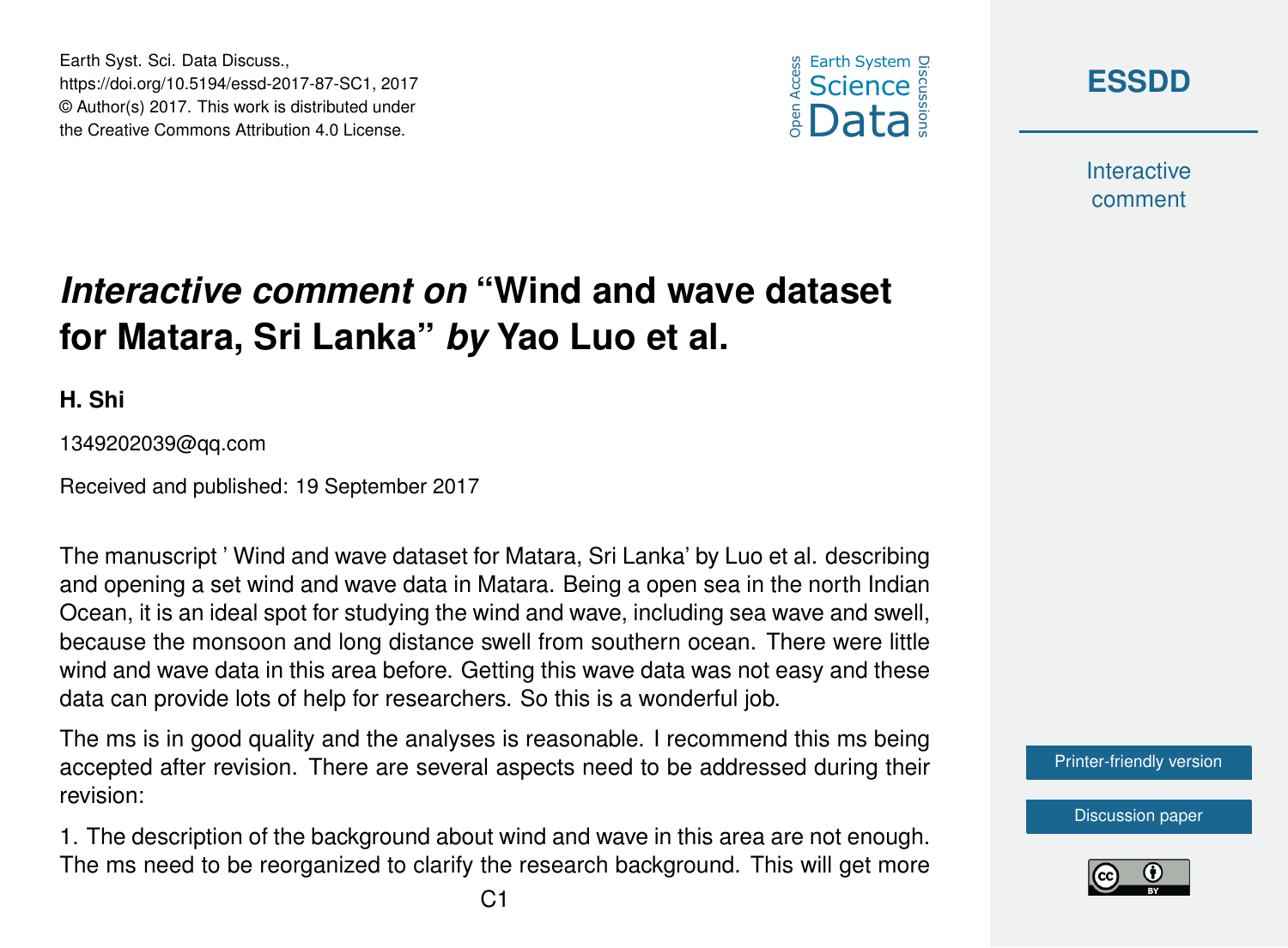Earth Syst. Sci. Data Discuss., https://doi.org/10.5194/essd-2017-87-SC1, 2017
© Author(s) 2017. This work is distributed under the Creative Commons Attribution 4.0 License.

# *Interactive comment on* "Wind and wave dataset for Matara, Sri Lanka" *by* Yao Luo et al.

**H. Shi**

1349202039@qq.com

Received and published: 19 September 2017

The manuscript ' Wind and wave dataset for Matara, Sri Lanka' by Luo et al. describing and opening a set wind and wave data in Matara. Being a open sea in the north Indian Ocean, it is an ideal spot for studying the wind and wave, including sea wave and swell, because the monsoon and long distance swell from southern ocean. There were little wind and wave data in this area before. Getting this wave data was not easy and these data can provide lots of help for researchers. So this is a wonderful job.

The ms is in good quality and the analyses is reasonable. I recommend this ms being accepted after revision. There are several aspects need to be addressed during their revision:

1. The description of the background about wind and wave in this area are not enough. The ms need to be reorganized to clarify the research background. This will get more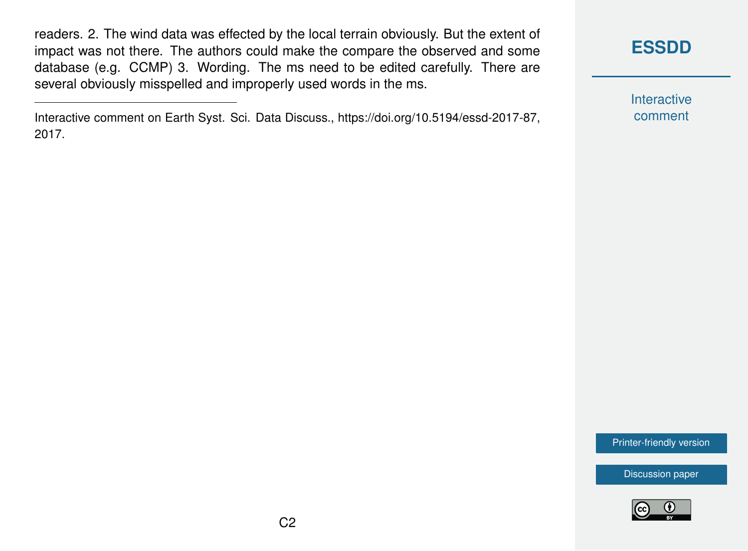readers. 2. The wind data was effected by the local terrain obviously. But the extent of impact was not there. The authors could make the compare the observed and some database (e.g. CCMP) 3. Wording. The ms need to be edited carefully. There are several obviously misspelled and improperly used words in the ms.

---

Interactive comment on Earth Syst. Sci. Data Discuss., https://doi.org/10.5194/essd-2017-87, 2017.